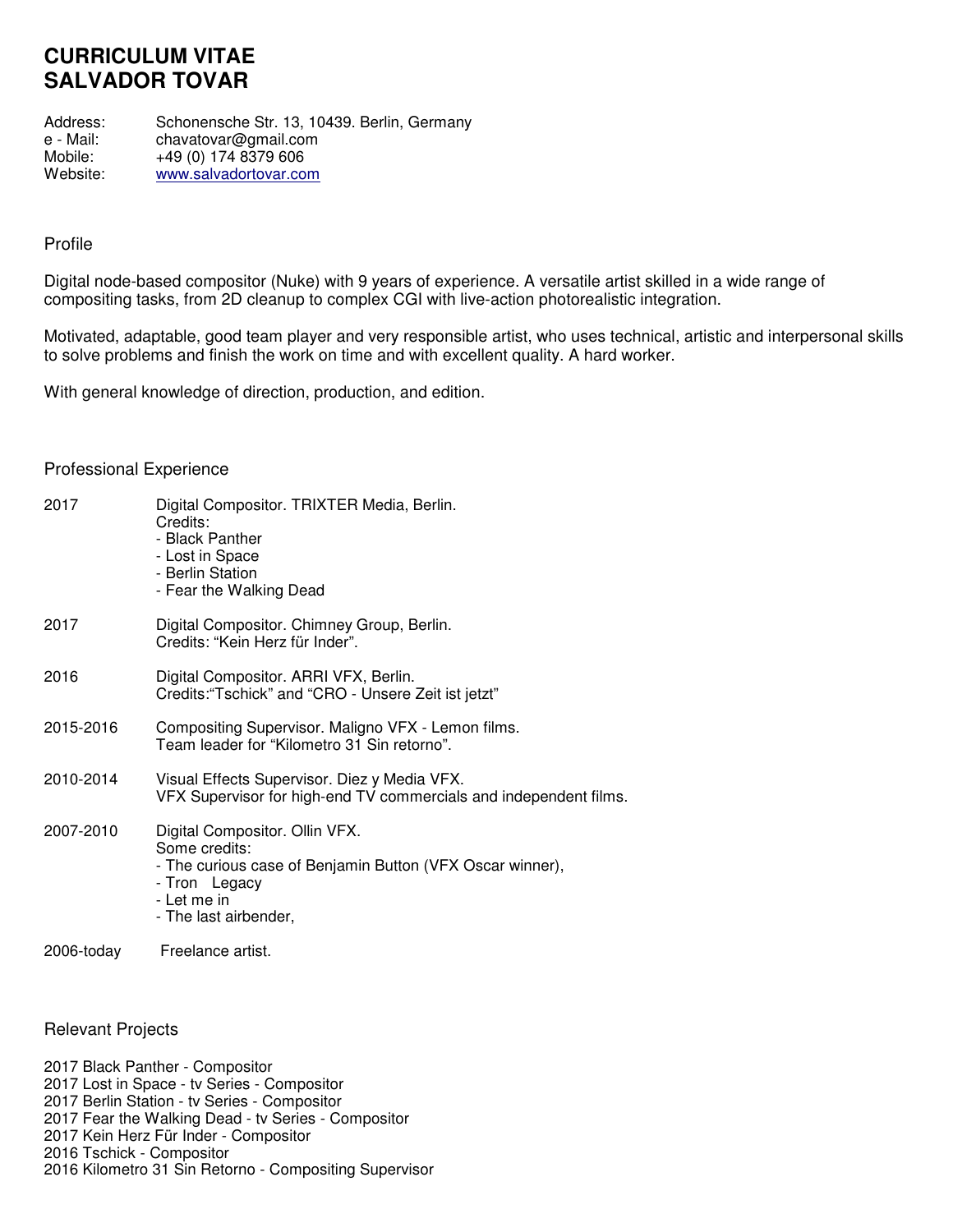# CURRICULUM VITAE
# SALVADOR TOVAR

Address: Schonensche Str. 13, 10439. Berlin, Germany
e - Mail: chavatovar@gmail.com
Mobile: +49 (0) 174 8379 606
Website: www.salvadortovar.com

## Profile

Digital node-based compositor (Nuke) with 9 years of experience. A versatile artist skilled in a wide range of compositing tasks, from 2D cleanup to complex CGI with live-action photorealistic integration.

Motivated, adaptable, good team player and very responsible artist, who uses technical, artistic and interpersonal skills to solve problems and finish the work on time and with excellent quality. A hard worker.

With general knowledge of direction, production, and edition.

## Professional Experience

2017 Digital Compositor. TRIXTER Media, Berlin.
Credits:
- Black Panther
- Lost in Space
- Berlin Station
- Fear the Walking Dead

2017 Digital Compositor. Chimney Group, Berlin.
Credits: "Kein Herz für Inder".

2016 Digital Compositor. ARRI VFX, Berlin.
Credits:"Tschick" and "CRO - Unsere Zeit ist jetzt"

2015-2016 Compositing Supervisor. Maligno VFX - Lemon films.
Team leader for "Kilometro 31 Sin retorno".

2010-2014 Visual Effects Supervisor. Diez y Media VFX.
VFX Supervisor for high-end TV commercials and independent films.

2007-2010 Digital Compositor. Ollin VFX.
Some credits:
- The curious case of Benjamin Button (VFX Oscar winner),
- Tron Legacy
- Let me in
- The last airbender,

2006-today Freelance artist.

## Relevant Projects

2017 Black Panther - Compositor
2017 Lost in Space - tv Series - Compositor
2017 Berlin Station - tv Series - Compositor
2017 Fear the Walking Dead - tv Series - Compositor
2017 Kein Herz Für Inder - Compositor
2016 Tschick - Compositor
2016 Kilometro 31 Sin Retorno - Compositing Supervisor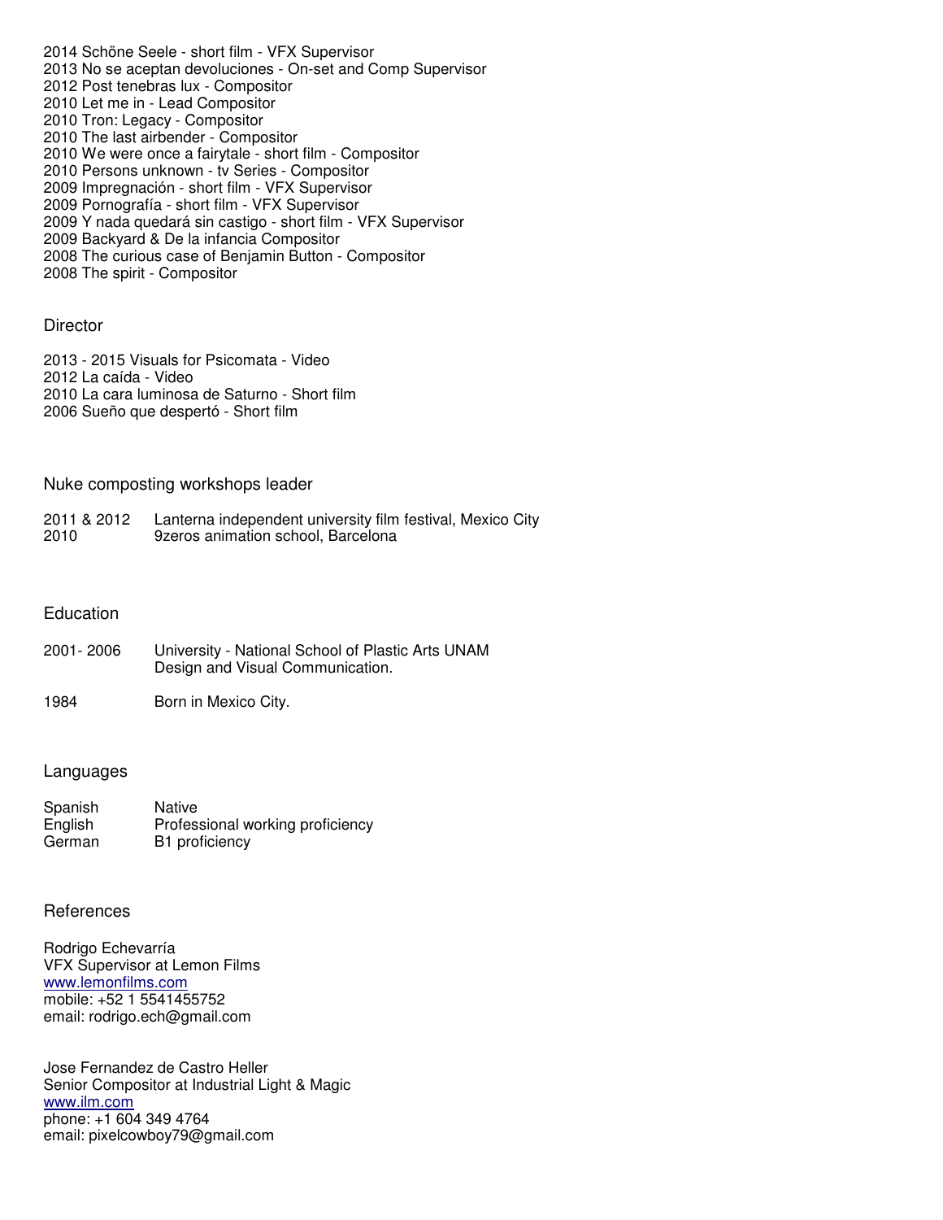2014 Schöne Seele - short film - VFX Supervisor
2013 No se aceptan devoluciones - On-set and Comp Supervisor
2012 Post tenebras lux - Compositor
2010 Let me in - Lead Compositor
2010 Tron: Legacy - Compositor
2010 The last airbender - Compositor
2010 We were once a fairytale - short film - Compositor
2010 Persons unknown - tv Series - Compositor
2009 Impregnación - short film - VFX Supervisor
2009 Pornografía - short film - VFX Supervisor
2009 Y nada quedará sin castigo - short film - VFX Supervisor
2009 Backyard & De la infancia Compositor
2008 The curious case of Benjamin Button - Compositor
2008 The spirit - Compositor

## Director

2013 - 2015 Visuals for Psicomata - Video
2012 La caída - Video
2010 La cara luminosa de Saturno - Short film
2006 Sueño que despertó - Short film

## Nuke composting workshops leader

| | |
|---|---|
| 2011 & 2012 | Lanterna independent university film festival, Mexico City |
| 2010 | 9zeros animation school, Barcelona |

## Education

| | |
|---|---|
| 2001- 2006 | University - National School of Plastic Arts UNAM<br>Design and Visual Communication. |
| 1984 | Born in Mexico City. |

## Languages

| | |
|---|---|
| Spanish | Native |
| English | Professional working proficiency |
| German | B1 proficiency |

## References

Rodrigo Echevarría
VFX Supervisor at Lemon Films
www.lemonfilms.com
mobile: +52 1 5541455752
email: rodrigo.ech@gmail.com

Jose Fernandez de Castro Heller
Senior Compositor at Industrial Light & Magic
www.ilm.com
phone: +1 604 349 4764
email: pixelcowboy79@gmail.com